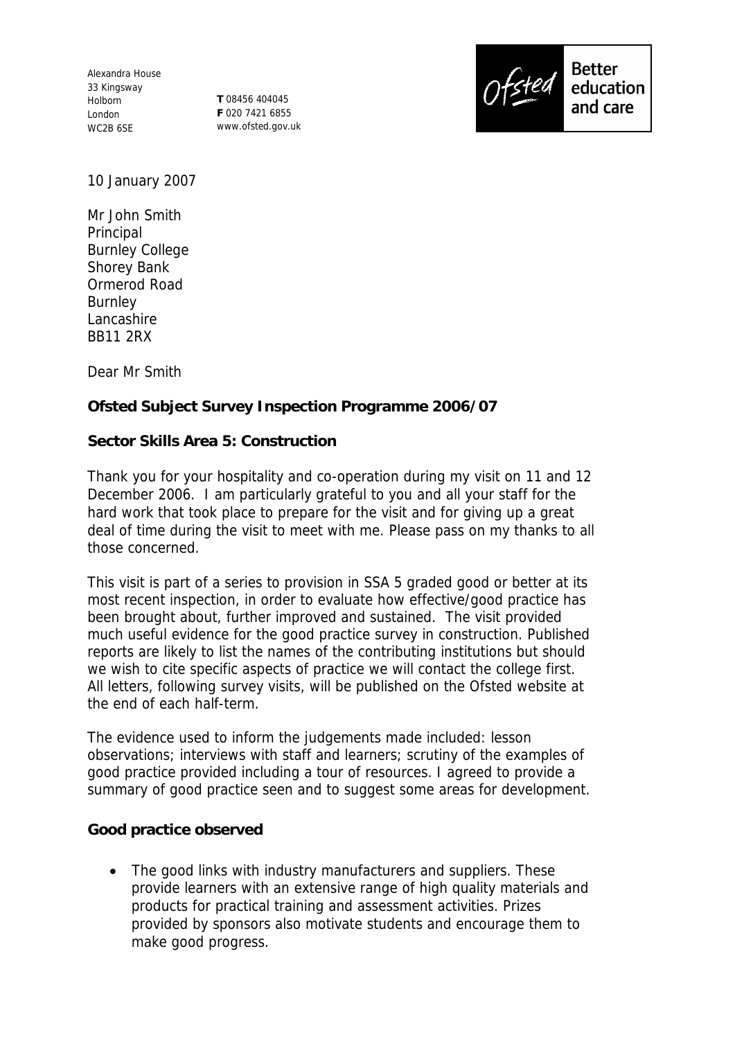Alexandra House
33 Kingsway
Holborn
London
WC2B 6SE

**T** 08456 404045
**F** 020 7421 6855
www.ofsted.gov.uk

Ofsted Better education and care

10 January 2007

Mr John Smith
Principal
Burnley College
Shorey Bank
Ormerod Road
Burnley
Lancashire
BB11 2RX

Dear Mr Smith

**Ofsted Subject Survey Inspection Programme 2006/07**

**Sector Skills Area 5: Construction**

Thank you for your hospitality and co-operation during my visit on 11 and 12 December 2006. I am particularly grateful to you and all your staff for the hard work that took place to prepare for the visit and for giving up a great deal of time during the visit to meet with me. Please pass on my thanks to all those concerned.

This visit is part of a series to provision in SSA 5 graded good or better at its most recent inspection, in order to evaluate how effective/good practice has been brought about, further improved and sustained. The visit provided much useful evidence for the good practice survey in construction. Published reports are likely to list the names of the contributing institutions but should we wish to cite specific aspects of practice we will contact the college first. All letters, following survey visits, will be published on the Ofsted website at the end of each half-term.

The evidence used to inform the judgements made included: lesson observations; interviews with staff and learners; scrutiny of the examples of good practice provided including a tour of resources. I agreed to provide a summary of good practice seen and to suggest some areas for development.

**Good practice observed**

- The good links with industry manufacturers and suppliers. These provide learners with an extensive range of high quality materials and products for practical training and assessment activities. Prizes provided by sponsors also motivate students and encourage them to make good progress.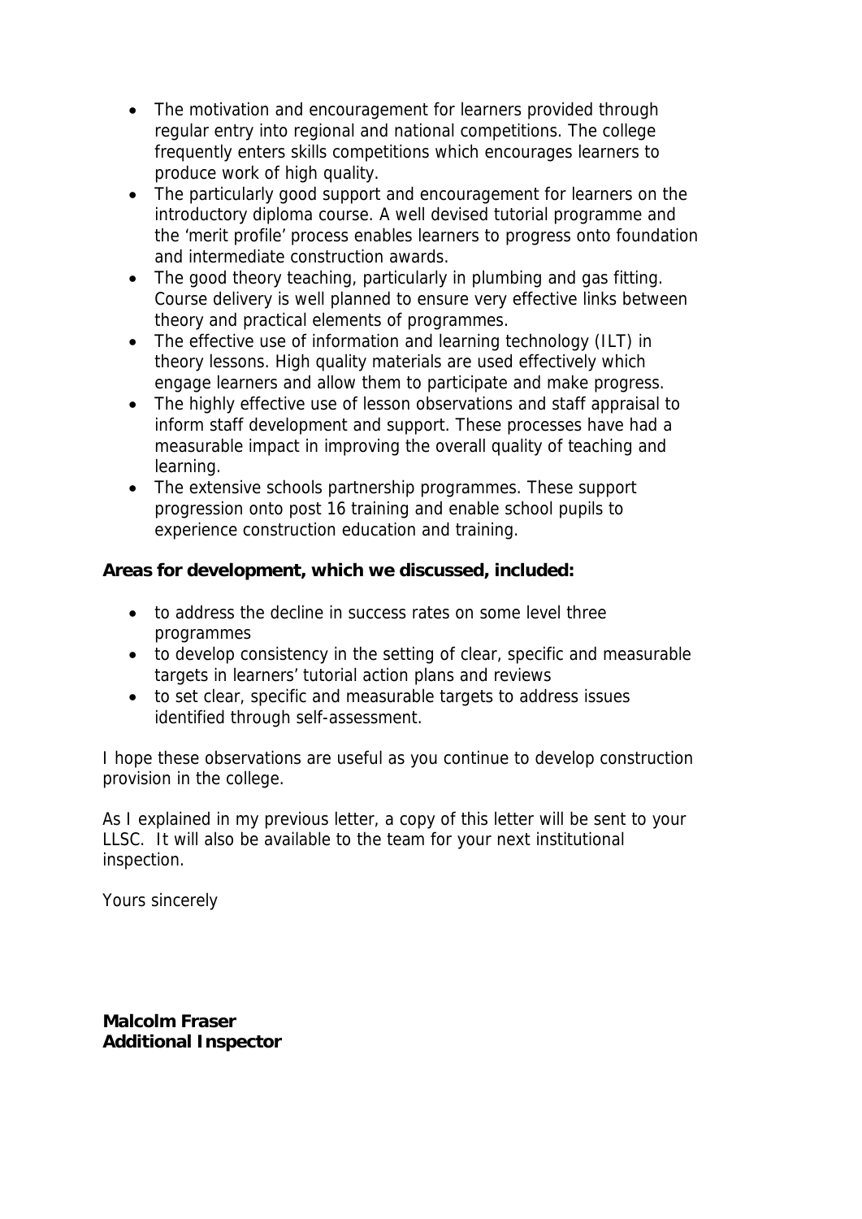- The motivation and encouragement for learners provided through regular entry into regional and national competitions. The college frequently enters skills competitions which encourages learners to produce work of high quality.
- The particularly good support and encouragement for learners on the introductory diploma course. A well devised tutorial programme and the 'merit profile' process enables learners to progress onto foundation and intermediate construction awards.
- The good theory teaching, particularly in plumbing and gas fitting. Course delivery is well planned to ensure very effective links between theory and practical elements of programmes.
- The effective use of information and learning technology (ILT) in theory lessons. High quality materials are used effectively which engage learners and allow them to participate and make progress.
- The highly effective use of lesson observations and staff appraisal to inform staff development and support. These processes have had a measurable impact in improving the overall quality of teaching and learning.
- The extensive schools partnership programmes. These support progression onto post 16 training and enable school pupils to experience construction education and training.

**Areas for development, which we discussed, included:**

- to address the decline in success rates on some level three programmes
- to develop consistency in the setting of clear, specific and measurable targets in learners' tutorial action plans and reviews
- to set clear, specific and measurable targets to address issues identified through self-assessment.

I hope these observations are useful as you continue to develop construction provision in the college.

As I explained in my previous letter, a copy of this letter will be sent to your LLSC. It will also be available to the team for your next institutional inspection.

Yours sincerely

**Malcolm Fraser**
**Additional Inspector**